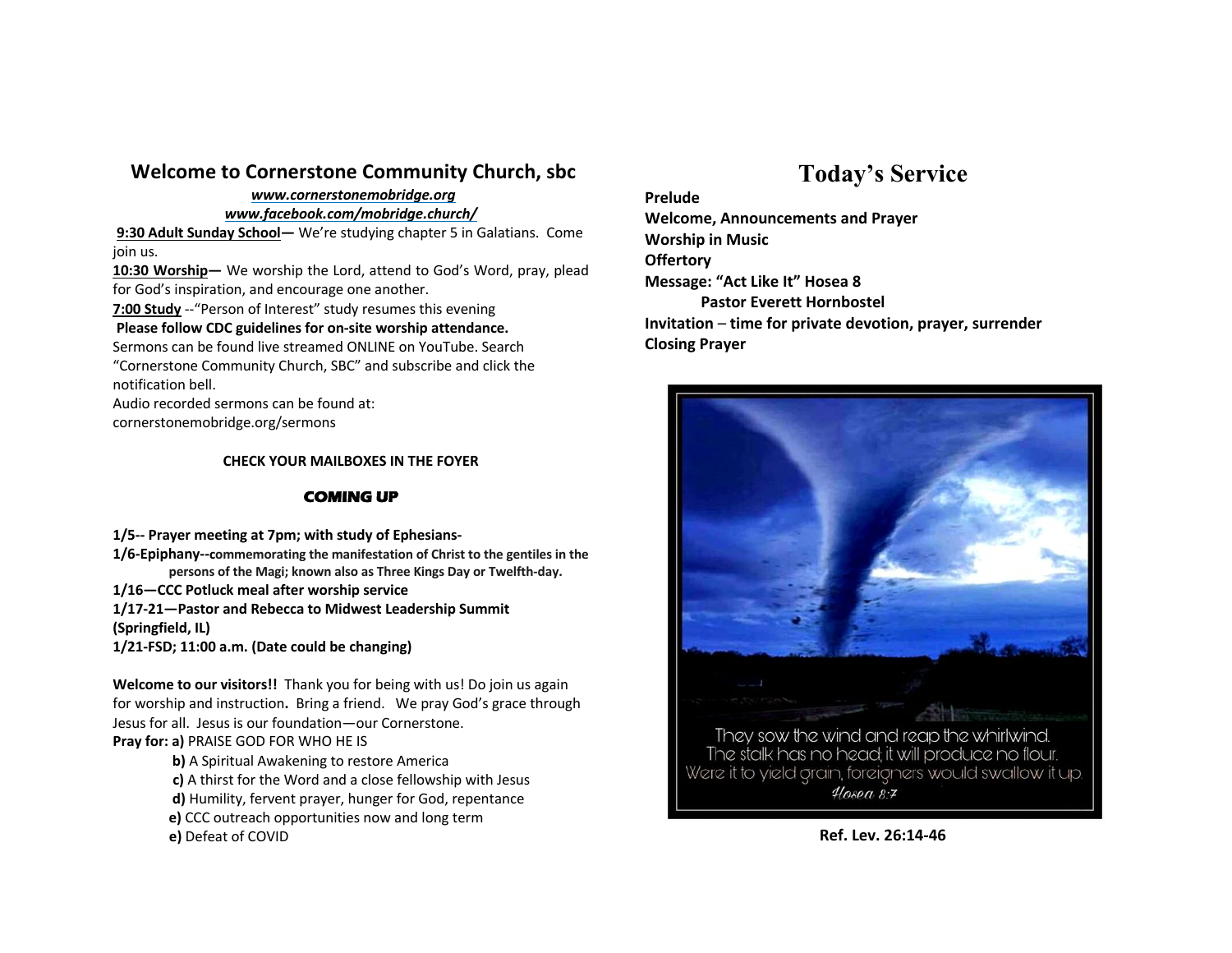## Welcome to Cornerstone Community Church, sbc

***www.cornerstonemobridge.org***

***www.facebook.com/mobridge.church/***

**9:30 Adult Sunday School—** We're studying chapter 5 in Galatians. Come join us.

**10:30 Worship—** We worship the Lord, attend to God's Word, pray, plead for God's inspiration, and encourage one another.

**7:00 Study** --"Person of Interest" study resumes this evening

**Please follow CDC guidelines for on-site worship attendance.**

Sermons can be found live streamed ONLINE on YouTube. Search "Cornerstone Community Church, SBC" and subscribe and click the notification bell.

Audio recorded sermons can be found at: cornerstonemobridge.org/sermons

**CHECK YOUR MAILBOXES IN THE FOYER**

**COMING UP**

**1/5-- Prayer meeting at 7pm; with study of Ephesians-**

**1/6-Epiphany--commemorating the manifestation of Christ to the gentiles in the persons of the Magi; known also as Three Kings Day or Twelfth-day.**

**1/16—CCC Potluck meal after worship service**

**1/17-21—Pastor and Rebecca to Midwest Leadership Summit (Springfield, IL)**

**1/21-FSD; 11:00 a.m. (Date could be changing)**

**Welcome to our visitors!!** Thank you for being with us! Do join us again for worship and instruction**.** Bring a friend. We pray God's grace through Jesus for all. Jesus is our foundation—our Cornerstone.

**Pray for: a)** PRAISE GOD FOR WHO HE IS

**b)** A Spiritual Awakening to restore America

**c)** A thirst for the Word and a close fellowship with Jesus

**d)** Humility, fervent prayer, hunger for God, repentance

**e)** CCC outreach opportunities now and long term

**e)** Defeat of COVID

# Today's Service

**Prelude**

**Welcome, Announcements and Prayer**

**Worship in Music**

**Offertory**

**Message: "Act Like It" Hosea 8**

**Pastor Everett Hornbostel**

**Invitation – time for private devotion, prayer, surrender**

**Closing Prayer**

They sow the wind and reap the whirlwind.
The stalk has no head; it will produce no flour.
Were it to yield grain, foreigners would swallow it up.
*Hosea 8:7*

**Ref. Lev. 26:14-46**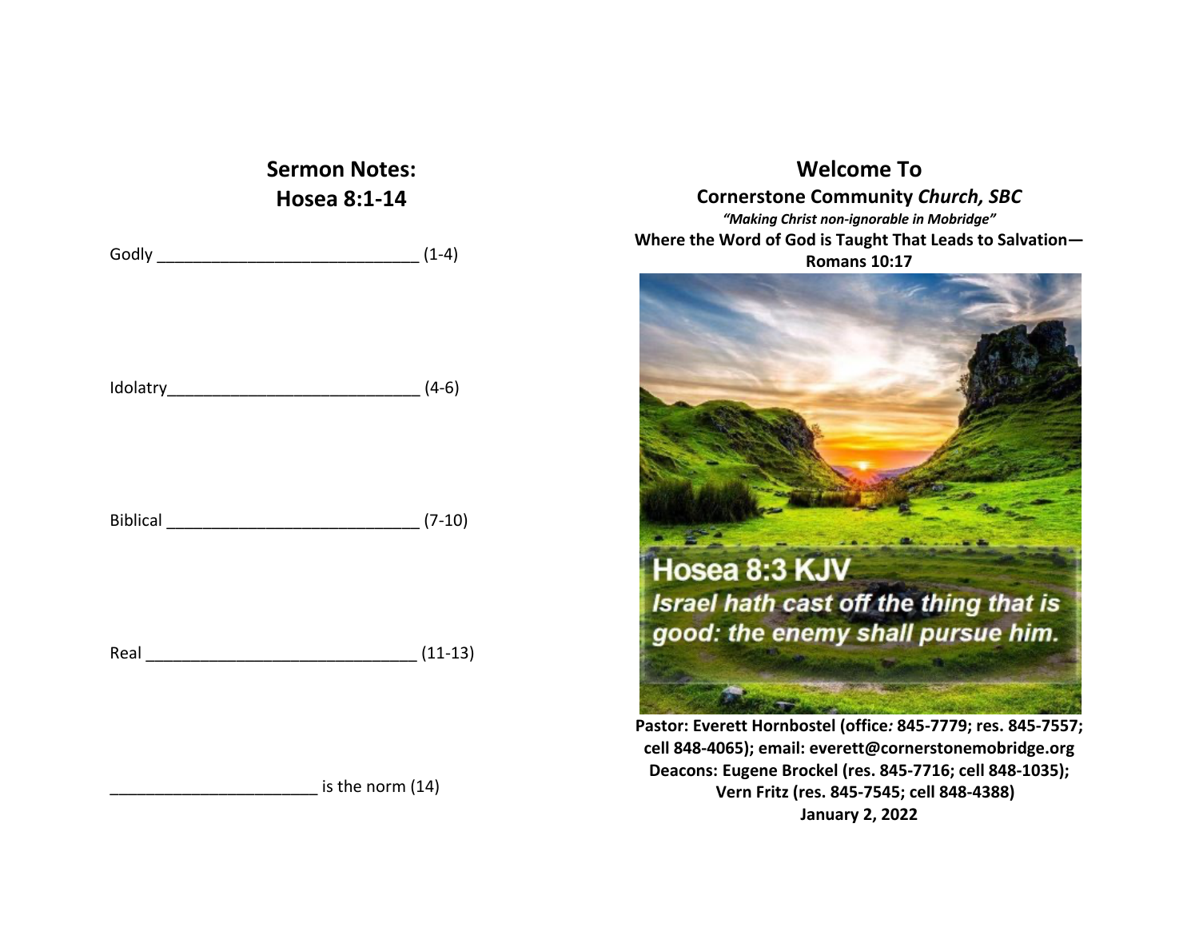## Sermon Notes:
## Hosea 8:1-14

Godly ____________________________ (1-4)

Idolatry____________________________ (4-6)

Biblical ____________________________ (7-10)

Real ______________________________ (11-13)

_______________________ is the norm (14)

# Welcome To

**Cornerstone Community *Church, SBC***

***"Making Christ non-ignorable in Mobridge"***

**Where the Word of God is Taught That Leads to Salvation—Romans 10:17**

Hosea 8:3 KJV

*Israel hath cast off the thing that is good: the enemy shall pursue him.*

**Pastor: Everett Hornbostel (office: 845-7779; res. 845-7557; cell 848-4065); email: everett@cornerstonemobridge.org**

**Deacons: Eugene Brockel (res. 845-7716; cell 848-1035); Vern Fritz (res. 845-7545; cell 848-4388)**

**January 2, 2022**